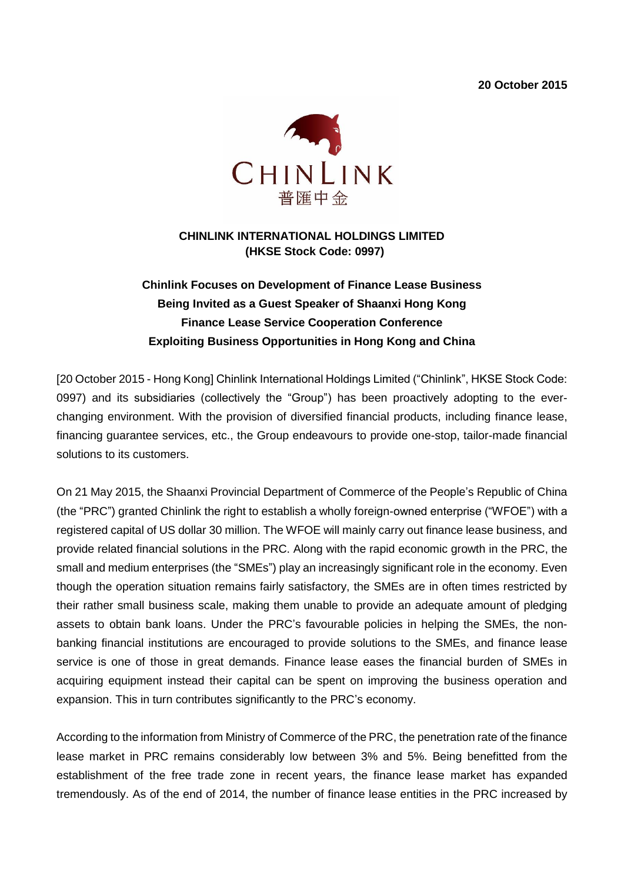**20 October 2015**

CHINLINK
普匯中金

**CHINLINK INTERNATIONAL HOLDINGS LIMITED**
**(HKSE Stock Code: 0997)**

**Chinlink Focuses on Development of Finance Lease Business**
**Being Invited as a Guest Speaker of Shaanxi Hong Kong**
**Finance Lease Service Cooperation Conference**
**Exploiting Business Opportunities in Hong Kong and China**

[20 October 2015 - Hong Kong] Chinlink International Holdings Limited ("Chinlink", HKSE Stock Code: 0997) and its subsidiaries (collectively the "Group") has been proactively adopting to the ever-changing environment. With the provision of diversified financial products, including finance lease, financing guarantee services, etc., the Group endeavours to provide one-stop, tailor-made financial solutions to its customers.

On 21 May 2015, the Shaanxi Provincial Department of Commerce of the People's Republic of China (the "PRC") granted Chinlink the right to establish a wholly foreign-owned enterprise ("WFOE") with a registered capital of US dollar 30 million. The WFOE will mainly carry out finance lease business, and provide related financial solutions in the PRC. Along with the rapid economic growth in the PRC, the small and medium enterprises (the "SMEs") play an increasingly significant role in the economy. Even though the operation situation remains fairly satisfactory, the SMEs are in often times restricted by their rather small business scale, making them unable to provide an adequate amount of pledging assets to obtain bank loans. Under the PRC's favourable policies in helping the SMEs, the non-banking financial institutions are encouraged to provide solutions to the SMEs, and finance lease service is one of those in great demands. Finance lease eases the financial burden of SMEs in acquiring equipment instead their capital can be spent on improving the business operation and expansion. This in turn contributes significantly to the PRC's economy.

According to the information from Ministry of Commerce of the PRC, the penetration rate of the finance lease market in PRC remains considerably low between 3% and 5%. Being benefitted from the establishment of the free trade zone in recent years, the finance lease market has expanded tremendously. As of the end of 2014, the number of finance lease entities in the PRC increased by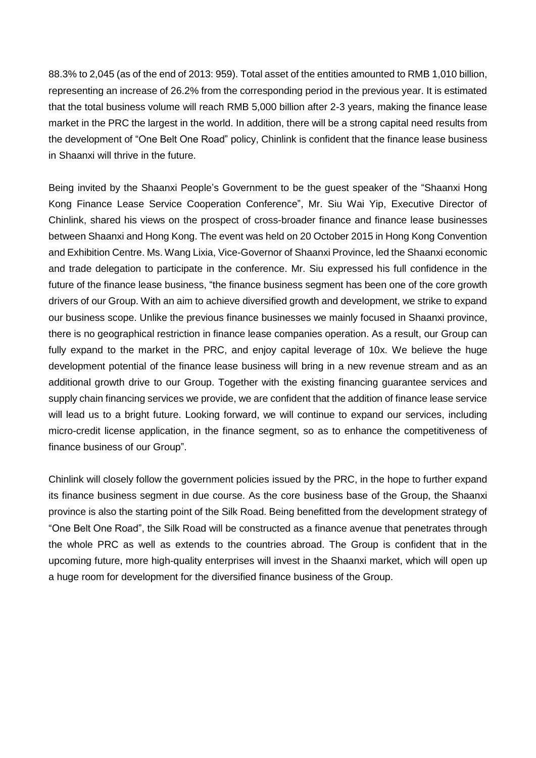88.3% to 2,045 (as of the end of 2013: 959). Total asset of the entities amounted to RMB 1,010 billion, representing an increase of 26.2% from the corresponding period in the previous year. It is estimated that the total business volume will reach RMB 5,000 billion after 2-3 years, making the finance lease market in the PRC the largest in the world. In addition, there will be a strong capital need results from the development of "One Belt One Road" policy, Chinlink is confident that the finance lease business in Shaanxi will thrive in the future.

Being invited by the Shaanxi People's Government to be the guest speaker of the "Shaanxi Hong Kong Finance Lease Service Cooperation Conference", Mr. Siu Wai Yip, Executive Director of Chinlink, shared his views on the prospect of cross-broader finance and finance lease businesses between Shaanxi and Hong Kong. The event was held on 20 October 2015 in Hong Kong Convention and Exhibition Centre. Ms. Wang Lixia, Vice-Governor of Shaanxi Province, led the Shaanxi economic and trade delegation to participate in the conference. Mr. Siu expressed his full confidence in the future of the finance lease business, "the finance business segment has been one of the core growth drivers of our Group. With an aim to achieve diversified growth and development, we strike to expand our business scope. Unlike the previous finance businesses we mainly focused in Shaanxi province, there is no geographical restriction in finance lease companies operation. As a result, our Group can fully expand to the market in the PRC, and enjoy capital leverage of 10x. We believe the huge development potential of the finance lease business will bring in a new revenue stream and as an additional growth drive to our Group. Together with the existing financing guarantee services and supply chain financing services we provide, we are confident that the addition of finance lease service will lead us to a bright future. Looking forward, we will continue to expand our services, including micro-credit license application, in the finance segment, so as to enhance the competitiveness of finance business of our Group".

Chinlink will closely follow the government policies issued by the PRC, in the hope to further expand its finance business segment in due course. As the core business base of the Group, the Shaanxi province is also the starting point of the Silk Road. Being benefitted from the development strategy of "One Belt One Road", the Silk Road will be constructed as a finance avenue that penetrates through the whole PRC as well as extends to the countries abroad. The Group is confident that in the upcoming future, more high-quality enterprises will invest in the Shaanxi market, which will open up a huge room for development for the diversified finance business of the Group.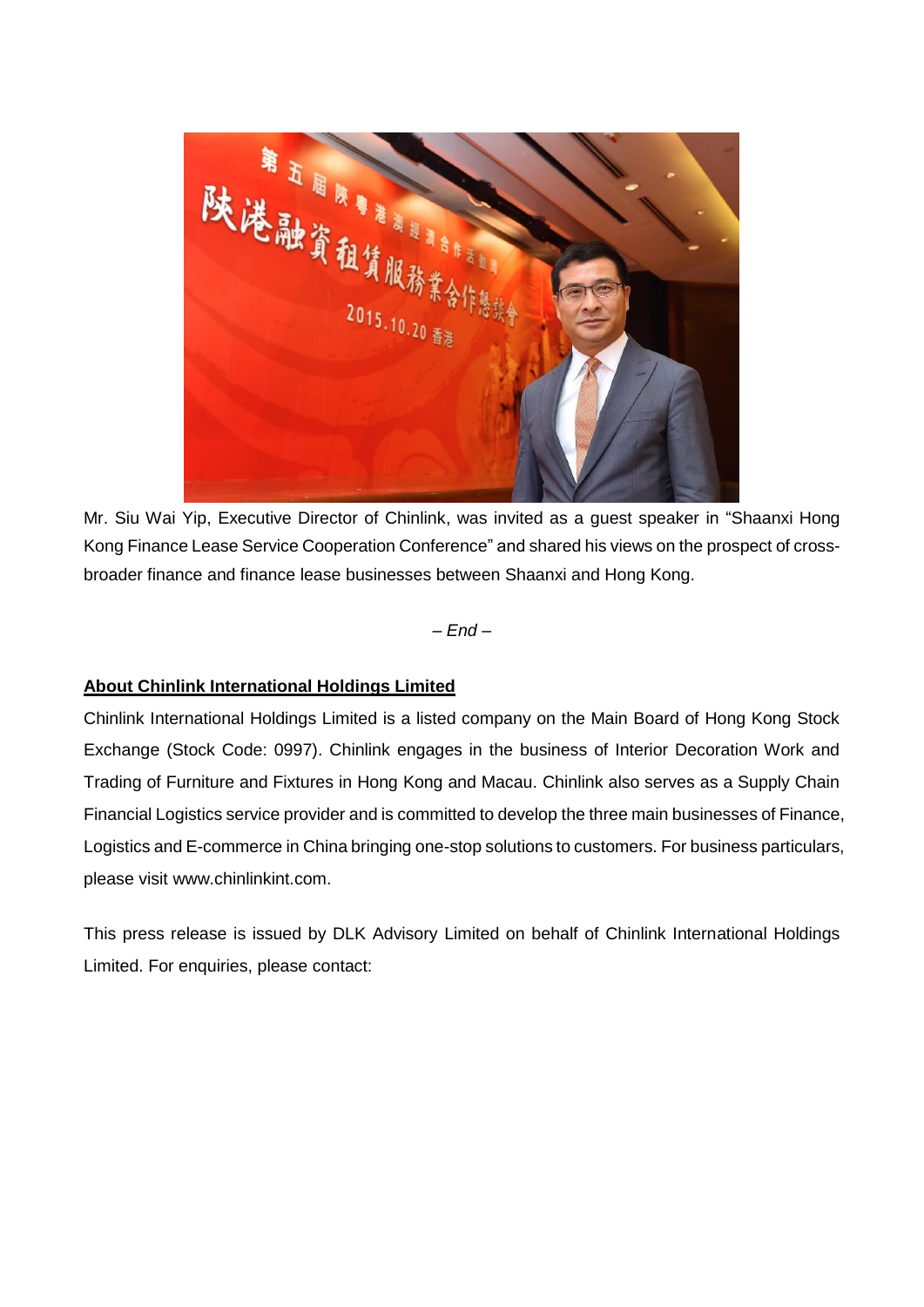Mr. Siu Wai Yip, Executive Director of Chinlink, was invited as a guest speaker in "Shaanxi Hong Kong Finance Lease Service Cooperation Conference" and shared his views on the prospect of cross-broader finance and finance lease businesses between Shaanxi and Hong Kong.

*– End –*

**About Chinlink International Holdings Limited**

Chinlink International Holdings Limited is a listed company on the Main Board of Hong Kong Stock Exchange (Stock Code: 0997). Chinlink engages in the business of Interior Decoration Work and Trading of Furniture and Fixtures in Hong Kong and Macau. Chinlink also serves as a Supply Chain Financial Logistics service provider and is committed to develop the three main businesses of Finance, Logistics and E-commerce in China bringing one-stop solutions to customers. For business particulars, please visit www.chinlinkint.com.

This press release is issued by DLK Advisory Limited on behalf of Chinlink International Holdings Limited. For enquiries, please contact: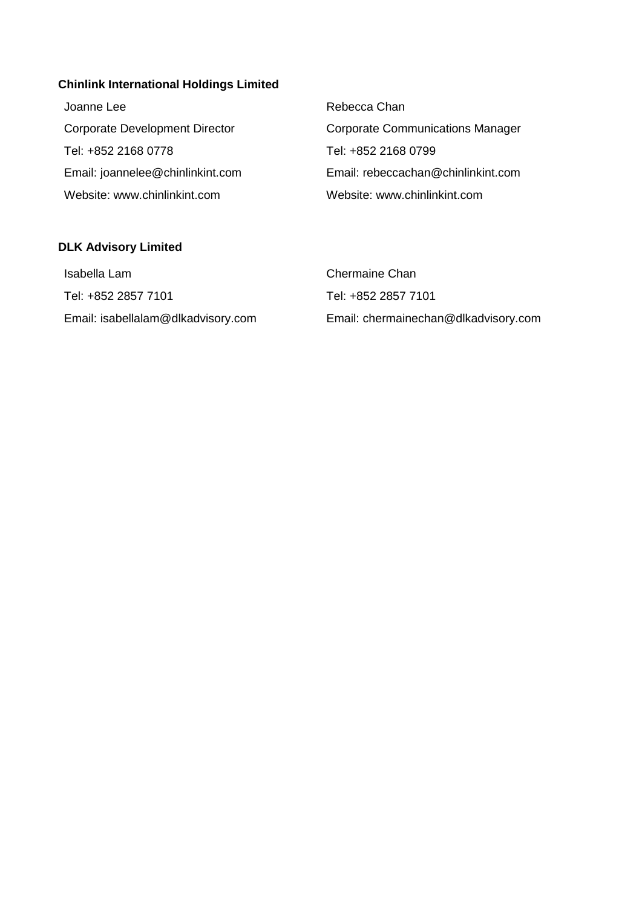**Chinlink International Holdings Limited**

Joanne Lee
Corporate Development Director
Tel: +852 2168 0778
Email: joannelee@chinlinkint.com
Website: www.chinlinkint.com

Rebecca Chan
Corporate Communications Manager
Tel: +852 2168 0799
Email: rebeccachan@chinlinkint.com
Website: www.chinlinkint.com

**DLK Advisory Limited**

Isabella Lam
Tel: +852 2857 7101
Email: isabellalam@dlkadvisory.com

Chermaine Chan
Tel: +852 2857 7101
Email: chermainechan@dlkadvisory.com